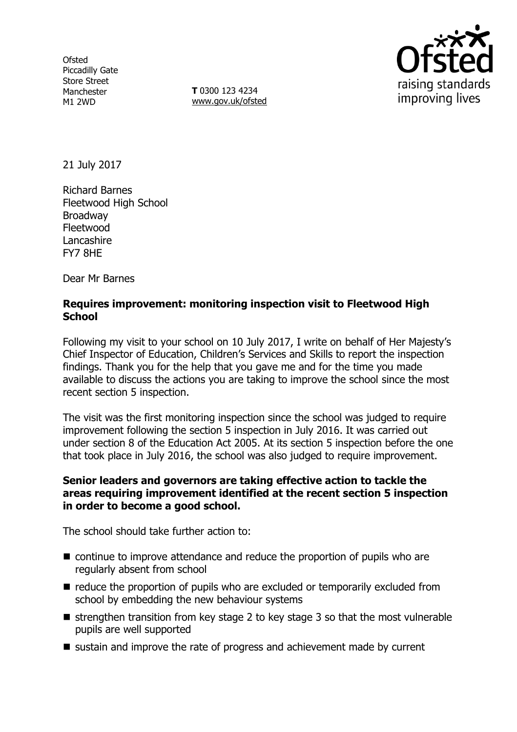Ofsted
Piccadilly Gate
Store Street
Manchester
M1 2WD

**T** 0300 123 4234
www.gov.uk/ofsted

21 July 2017

Richard Barnes
Fleetwood High School
Broadway
Fleetwood
Lancashire
FY7 8HE

Dear Mr Barnes

**Requires improvement: monitoring inspection visit to Fleetwood High School**

Following my visit to your school on 10 July 2017, I write on behalf of Her Majesty's Chief Inspector of Education, Children's Services and Skills to report the inspection findings. Thank you for the help that you gave me and for the time you made available to discuss the actions you are taking to improve the school since the most recent section 5 inspection.

The visit was the first monitoring inspection since the school was judged to require improvement following the section 5 inspection in July 2016. It was carried out under section 8 of the Education Act 2005. At its section 5 inspection before the one that took place in July 2016, the school was also judged to require improvement.

**Senior leaders and governors are taking effective action to tackle the areas requiring improvement identified at the recent section 5 inspection in order to become a good school.**

The school should take further action to:

- continue to improve attendance and reduce the proportion of pupils who are regularly absent from school
- reduce the proportion of pupils who are excluded or temporarily excluded from school by embedding the new behaviour systems
- strengthen transition from key stage 2 to key stage 3 so that the most vulnerable pupils are well supported
- sustain and improve the rate of progress and achievement made by current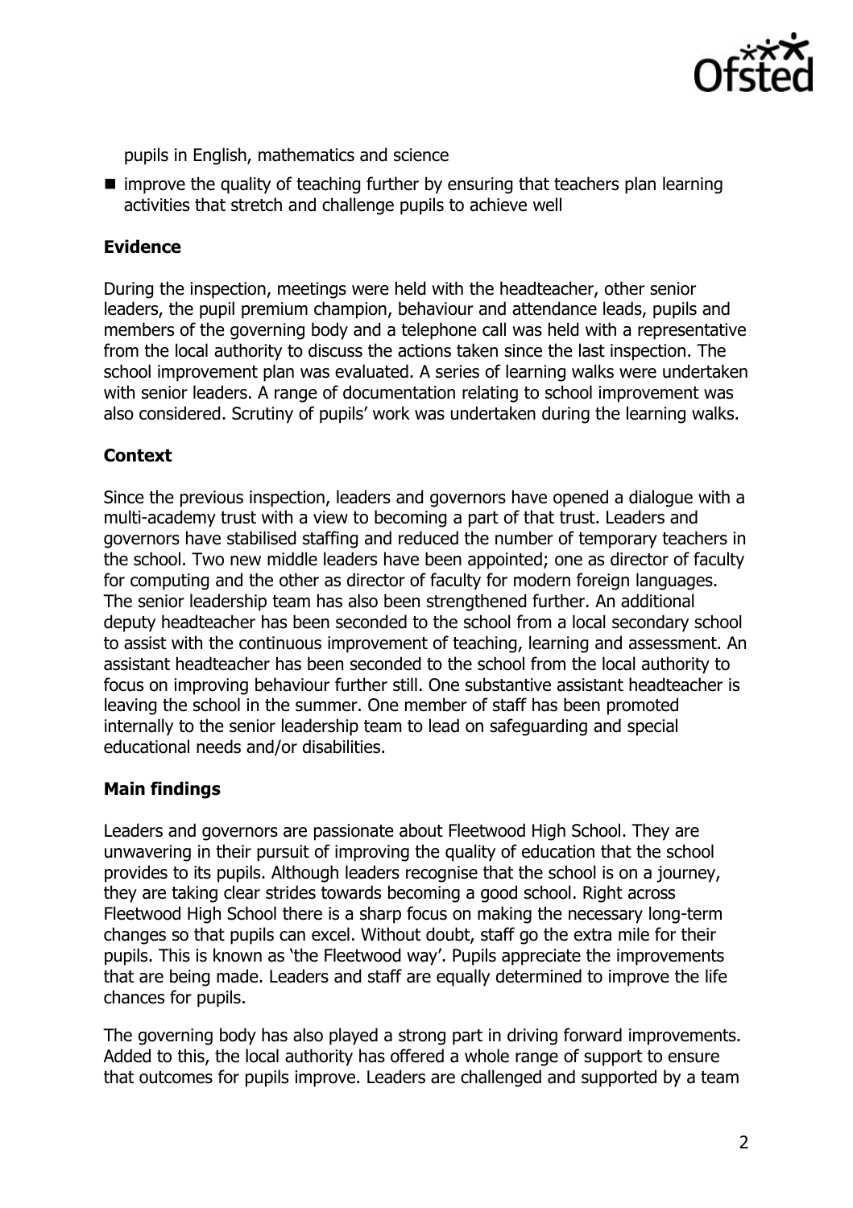pupils in English, mathematics and science

- improve the quality of teaching further by ensuring that teachers plan learning activities that stretch and challenge pupils to achieve well

## Evidence

During the inspection, meetings were held with the headteacher, other senior leaders, the pupil premium champion, behaviour and attendance leads, pupils and members of the governing body and a telephone call was held with a representative from the local authority to discuss the actions taken since the last inspection. The school improvement plan was evaluated. A series of learning walks were undertaken with senior leaders. A range of documentation relating to school improvement was also considered. Scrutiny of pupils' work was undertaken during the learning walks.

## Context

Since the previous inspection, leaders and governors have opened a dialogue with a multi-academy trust with a view to becoming a part of that trust. Leaders and governors have stabilised staffing and reduced the number of temporary teachers in the school. Two new middle leaders have been appointed; one as director of faculty for computing and the other as director of faculty for modern foreign languages. The senior leadership team has also been strengthened further. An additional deputy headteacher has been seconded to the school from a local secondary school to assist with the continuous improvement of teaching, learning and assessment. An assistant headteacher has been seconded to the school from the local authority to focus on improving behaviour further still. One substantive assistant headteacher is leaving the school in the summer. One member of staff has been promoted internally to the senior leadership team to lead on safeguarding and special educational needs and/or disabilities.

## Main findings

Leaders and governors are passionate about Fleetwood High School. They are unwavering in their pursuit of improving the quality of education that the school provides to its pupils. Although leaders recognise that the school is on a journey, they are taking clear strides towards becoming a good school. Right across Fleetwood High School there is a sharp focus on making the necessary long-term changes so that pupils can excel. Without doubt, staff go the extra mile for their pupils. This is known as 'the Fleetwood way'. Pupils appreciate the improvements that are being made. Leaders and staff are equally determined to improve the life chances for pupils.

The governing body has also played a strong part in driving forward improvements. Added to this, the local authority has offered a whole range of support to ensure that outcomes for pupils improve. Leaders are challenged and supported by a team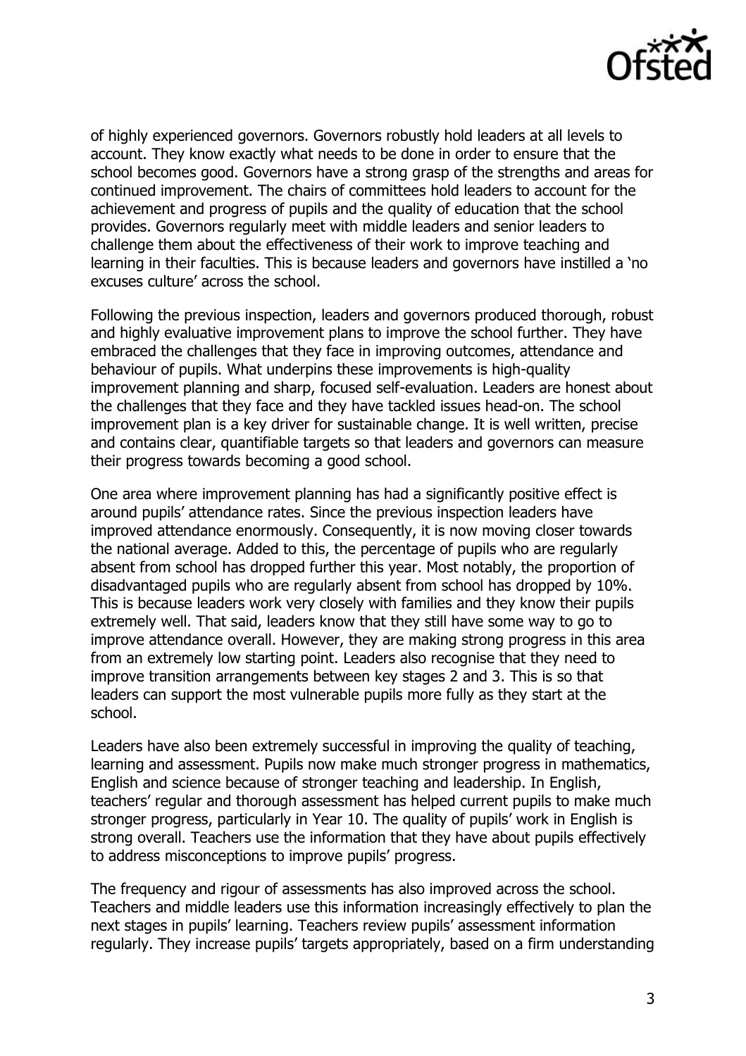of highly experienced governors. Governors robustly hold leaders at all levels to account. They know exactly what needs to be done in order to ensure that the school becomes good. Governors have a strong grasp of the strengths and areas for continued improvement. The chairs of committees hold leaders to account for the achievement and progress of pupils and the quality of education that the school provides. Governors regularly meet with middle leaders and senior leaders to challenge them about the effectiveness of their work to improve teaching and learning in their faculties. This is because leaders and governors have instilled a 'no excuses culture' across the school.

Following the previous inspection, leaders and governors produced thorough, robust and highly evaluative improvement plans to improve the school further. They have embraced the challenges that they face in improving outcomes, attendance and behaviour of pupils. What underpins these improvements is high-quality improvement planning and sharp, focused self-evaluation. Leaders are honest about the challenges that they face and they have tackled issues head-on. The school improvement plan is a key driver for sustainable change. It is well written, precise and contains clear, quantifiable targets so that leaders and governors can measure their progress towards becoming a good school.

One area where improvement planning has had a significantly positive effect is around pupils' attendance rates. Since the previous inspection leaders have improved attendance enormously. Consequently, it is now moving closer towards the national average. Added to this, the percentage of pupils who are regularly absent from school has dropped further this year. Most notably, the proportion of disadvantaged pupils who are regularly absent from school has dropped by 10%. This is because leaders work very closely with families and they know their pupils extremely well. That said, leaders know that they still have some way to go to improve attendance overall. However, they are making strong progress in this area from an extremely low starting point. Leaders also recognise that they need to improve transition arrangements between key stages 2 and 3. This is so that leaders can support the most vulnerable pupils more fully as they start at the school.

Leaders have also been extremely successful in improving the quality of teaching, learning and assessment. Pupils now make much stronger progress in mathematics, English and science because of stronger teaching and leadership. In English, teachers' regular and thorough assessment has helped current pupils to make much stronger progress, particularly in Year 10. The quality of pupils' work in English is strong overall. Teachers use the information that they have about pupils effectively to address misconceptions to improve pupils' progress.

The frequency and rigour of assessments has also improved across the school. Teachers and middle leaders use this information increasingly effectively to plan the next stages in pupils' learning. Teachers review pupils' assessment information regularly. They increase pupils' targets appropriately, based on a firm understanding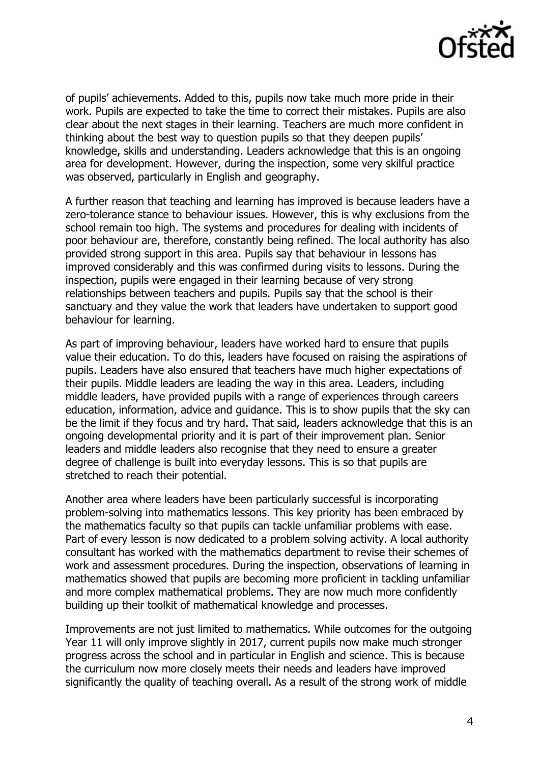of pupils' achievements. Added to this, pupils now take much more pride in their work. Pupils are expected to take the time to correct their mistakes. Pupils are also clear about the next stages in their learning. Teachers are much more confident in thinking about the best way to question pupils so that they deepen pupils' knowledge, skills and understanding. Leaders acknowledge that this is an ongoing area for development. However, during the inspection, some very skilful practice was observed, particularly in English and geography.

A further reason that teaching and learning has improved is because leaders have a zero-tolerance stance to behaviour issues. However, this is why exclusions from the school remain too high. The systems and procedures for dealing with incidents of poor behaviour are, therefore, constantly being refined. The local authority has also provided strong support in this area. Pupils say that behaviour in lessons has improved considerably and this was confirmed during visits to lessons. During the inspection, pupils were engaged in their learning because of very strong relationships between teachers and pupils. Pupils say that the school is their sanctuary and they value the work that leaders have undertaken to support good behaviour for learning.

As part of improving behaviour, leaders have worked hard to ensure that pupils value their education. To do this, leaders have focused on raising the aspirations of pupils. Leaders have also ensured that teachers have much higher expectations of their pupils. Middle leaders are leading the way in this area. Leaders, including middle leaders, have provided pupils with a range of experiences through careers education, information, advice and guidance. This is to show pupils that the sky can be the limit if they focus and try hard. That said, leaders acknowledge that this is an ongoing developmental priority and it is part of their improvement plan. Senior leaders and middle leaders also recognise that they need to ensure a greater degree of challenge is built into everyday lessons. This is so that pupils are stretched to reach their potential.

Another area where leaders have been particularly successful is incorporating problem-solving into mathematics lessons. This key priority has been embraced by the mathematics faculty so that pupils can tackle unfamiliar problems with ease. Part of every lesson is now dedicated to a problem solving activity. A local authority consultant has worked with the mathematics department to revise their schemes of work and assessment procedures. During the inspection, observations of learning in mathematics showed that pupils are becoming more proficient in tackling unfamiliar and more complex mathematical problems. They are now much more confidently building up their toolkit of mathematical knowledge and processes.

Improvements are not just limited to mathematics. While outcomes for the outgoing Year 11 will only improve slightly in 2017, current pupils now make much stronger progress across the school and in particular in English and science. This is because the curriculum now more closely meets their needs and leaders have improved significantly the quality of teaching overall. As a result of the strong work of middle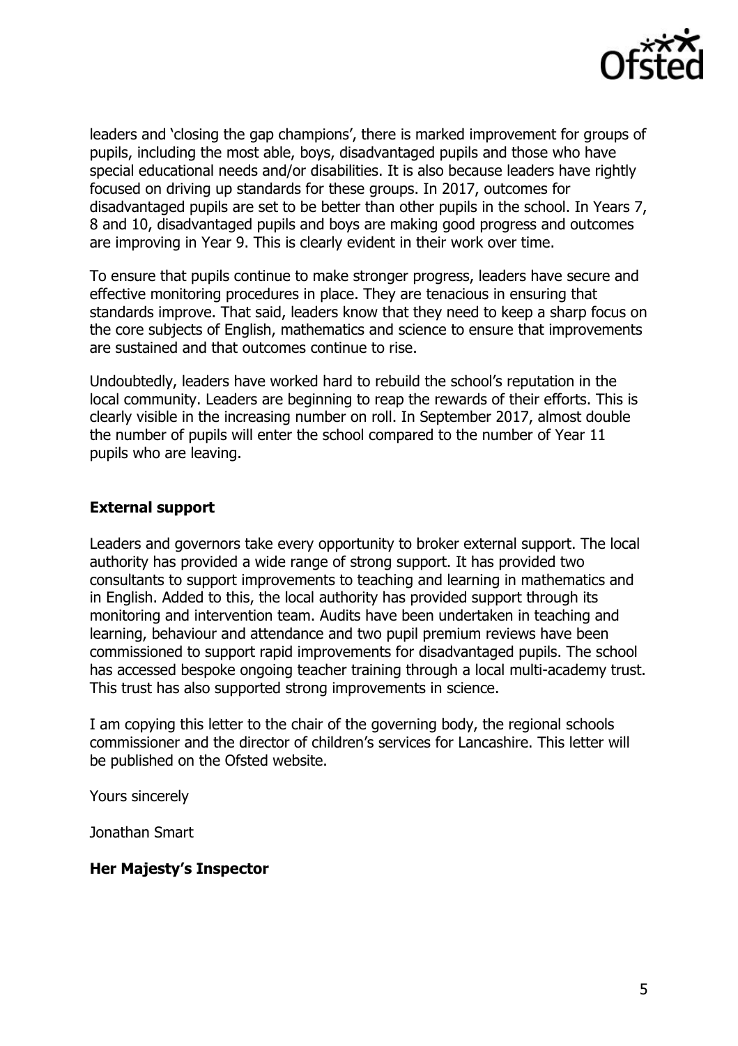leaders and 'closing the gap champions', there is marked improvement for groups of pupils, including the most able, boys, disadvantaged pupils and those who have special educational needs and/or disabilities. It is also because leaders have rightly focused on driving up standards for these groups. In 2017, outcomes for disadvantaged pupils are set to be better than other pupils in the school. In Years 7, 8 and 10, disadvantaged pupils and boys are making good progress and outcomes are improving in Year 9. This is clearly evident in their work over time.

To ensure that pupils continue to make stronger progress, leaders have secure and effective monitoring procedures in place. They are tenacious in ensuring that standards improve. That said, leaders know that they need to keep a sharp focus on the core subjects of English, mathematics and science to ensure that improvements are sustained and that outcomes continue to rise.

Undoubtedly, leaders have worked hard to rebuild the school's reputation in the local community. Leaders are beginning to reap the rewards of their efforts. This is clearly visible in the increasing number on roll. In September 2017, almost double the number of pupils will enter the school compared to the number of Year 11 pupils who are leaving.

## External support

Leaders and governors take every opportunity to broker external support. The local authority has provided a wide range of strong support. It has provided two consultants to support improvements to teaching and learning in mathematics and in English. Added to this, the local authority has provided support through its monitoring and intervention team. Audits have been undertaken in teaching and learning, behaviour and attendance and two pupil premium reviews have been commissioned to support rapid improvements for disadvantaged pupils. The school has accessed bespoke ongoing teacher training through a local multi-academy trust. This trust has also supported strong improvements in science.

I am copying this letter to the chair of the governing body, the regional schools commissioner and the director of children's services for Lancashire. This letter will be published on the Ofsted website.

Yours sincerely

Jonathan Smart

**Her Majesty's Inspector**